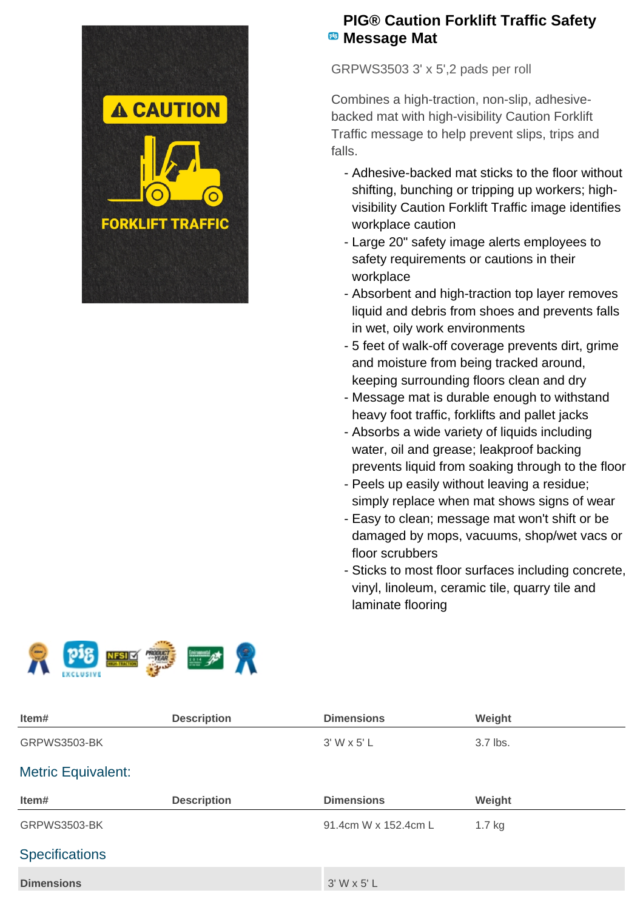# PIG® Caution Forklift Traffic Safety Message Mat

GRPWS3503 3' x 5',2 pads per roll

Combines a high-traction, non-slip, adhesive-backed mat with high-visibility Caution Forklift Traffic message to help prevent slips, trips and falls.

- Adhesive-backed mat sticks to the floor without shifting, bunching or tripping up workers; high-visibility Caution Forklift Traffic image identifies workplace caution
- Large 20" safety image alerts employees to safety requirements or cautions in their workplace
- Absorbent and high-traction top layer removes liquid and debris from shoes and prevents falls in wet, oily work environments
- 5 feet of walk-off coverage prevents dirt, grime and moisture from being tracked around, keeping surrounding floors clean and dry
- Message mat is durable enough to withstand heavy foot traffic, forklifts and pallet jacks
- Absorbs a wide variety of liquids including water, oil and grease; leakproof backing prevents liquid from soaking through to the floor
- Peels up easily without leaving a residue; simply replace when mat shows signs of wear
- Easy to clean; message mat won't shift or be damaged by mops, vacuums, shop/wet vacs or floor scrubbers
- Sticks to most floor surfaces including concrete, vinyl, linoleum, ceramic tile, quarry tile and laminate flooring

| Item# | Description | Dimensions | Weight |
|---|---|---|---|
| GRPWS3503-BK | | 3' W x 5' L | 3.7 lbs. |

## Metric Equivalent:

| Item# | Description | Dimensions | Weight |
|---|---|---|---|
| GRPWS3503-BK | | 91.4cm W x 152.4cm L | 1.7 kg |

## Specifications

| | |
|---|---|
| **Dimensions** | 3' W x 5' L |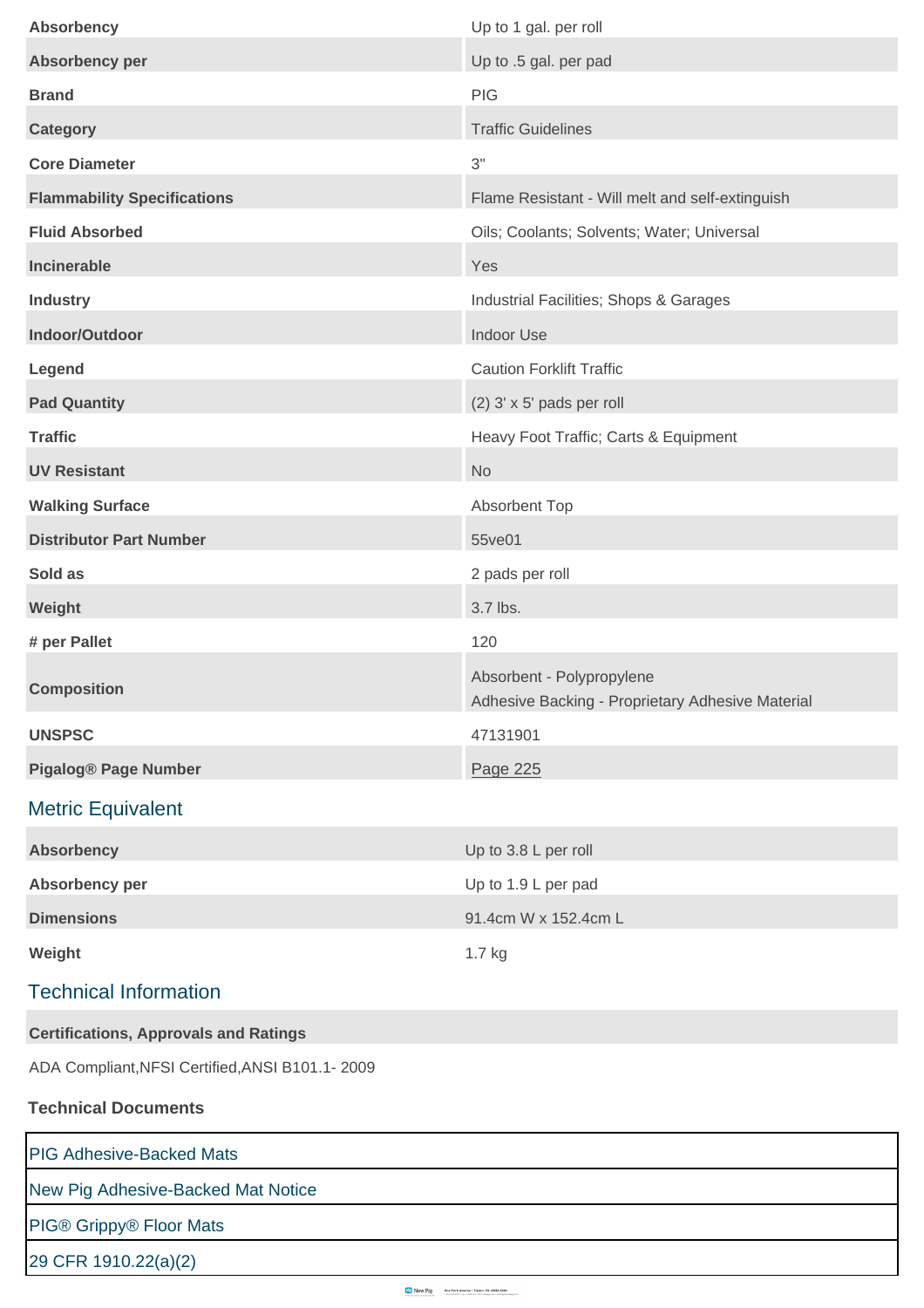| | |
|---|---|
| **Absorbency** | Up to 1 gal. per roll |
| **Absorbency per** | Up to .5 gal. per pad |
| **Brand** | PIG |
| **Category** | Traffic Guidelines |
| **Core Diameter** | 3" |
| **Flammability Specifications** | Flame Resistant - Will melt and self-extinguish |
| **Fluid Absorbed** | Oils; Coolants; Solvents; Water; Universal |
| **Incinerable** | Yes |
| **Industry** | Industrial Facilities; Shops & Garages |
| **Indoor/Outdoor** | Indoor Use |
| **Legend** | Caution Forklift Traffic |
| **Pad Quantity** | (2) 3' x 5' pads per roll |
| **Traffic** | Heavy Foot Traffic; Carts & Equipment |
| **UV Resistant** | No |
| **Walking Surface** | Absorbent Top |
| **Distributor Part Number** | 55ve01 |
| **Sold as** | 2 pads per roll |
| **Weight** | 3.7 lbs. |
| **# per Pallet** | 120 |
| **Composition** | Absorbent - Polypropylene<br>Adhesive Backing - Proprietary Adhesive Material |
| **UNSPSC** | 47131901 |
| **Pigalog® Page Number** | Page 225 |

## Metric Equivalent

| | |
|---|---|
| **Absorbency** | Up to 3.8 L per roll |
| **Absorbency per** | Up to 1.9 L per pad |
| **Dimensions** | 91.4cm W x 152.4cm L |
| **Weight** | 1.7 kg |

## Technical Information

**Certifications, Approvals and Ratings**

ADA Compliant,NFSI Certified,ANSI B101.1- 2009

### Technical Documents

- PIG Adhesive-Backed Mats
- New Pig Adhesive-Backed Mat Notice
- PIG® Grippy® Floor Mats
- 29 CFR 1910.22(a)(2)